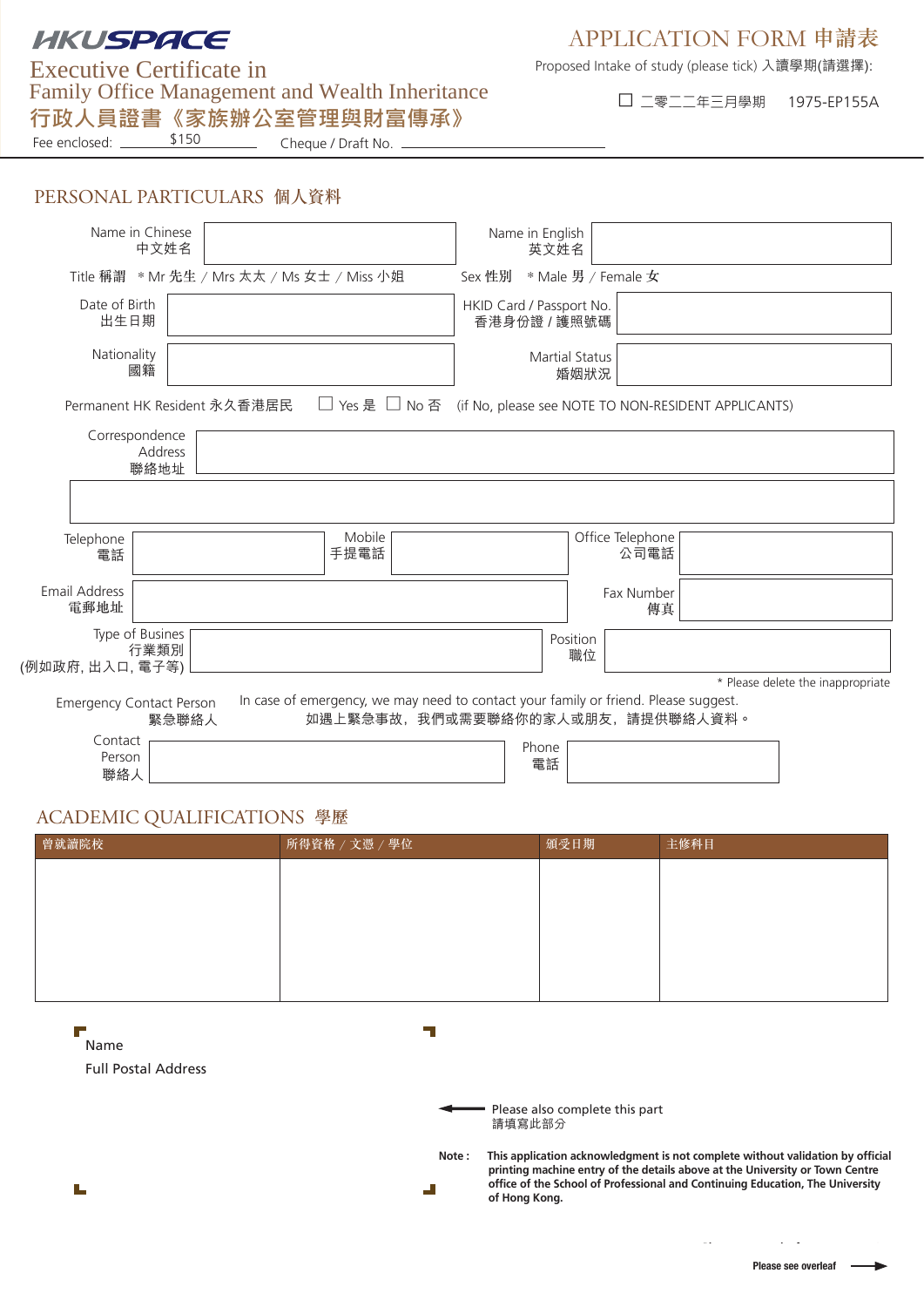HKUSPACE

Executive Certificate in Family Office Management and Wealth Inheritance

行政人員證書《家族辦公室管理與財富傳承》

# APPLICATION FORM 申請表

Proposed Intake of study (please tick) 入讀學期(請選擇):

☐ 二零二二年三月學期　1975-EP155A

Fee enclosed: $150　Cheque / Draft No. ____________

## PERSONAL PARTICULARS 個人資料

Name in Chinese 中文姓名 ____________　Name in English 英文姓名 ____________

Title 稱謂 * Mr 先生 / Mrs 太太 / Ms 女士 / Miss 小姐　Sex 性別 * Male 男 / Female 女

Date of Birth 出生日期 ____________　HKID Card / Passport No. 香港身份證 / 護照號碼 ____________

Nationality 國籍 ____________　Martial Status 婚姻狀況 ____________

Permanent HK Resident 永久香港居民 ☐ Yes 是 ☐ No 否 (if No, please see NOTE TO NON-RESIDENT APPLICANTS)

Correspondence Address 聯絡地址 ____________

Telephone 電話 ____________　Mobile 手提電話 ____________　Office Telephone 公司電話 ____________

Email Address 電郵地址 ____________　Fax Number 傳真 ____________

Type of Busines 行業類別 (例如政府, 出入口, 電子等) ____________　Position 職位 ____________

\* Please delete the inappropriate

Emergency Contact Person 緊急聯絡人　In case of emergency, we may need to contact your family or friend. Please suggest.
如遇上緊急事故，我們或需要聯絡你的家人或朋友，請提供聯絡人資料。

Contact Person 聯絡人 ____________　Phone 電話 ____________

## ACADEMIC QUALIFICATIONS 學歷

| 曾就讀院校 | 所得資格 / 文憑 / 學位 | 頒受日期 | 主修科目 |
|---|---|---|---|
| | | | |

Name

Full Postal Address

Please also complete this part
請填寫此部分

**Note : This application acknowledgment is not complete without validation by official printing machine entry of the details above at the University or Town Centre office of the School of Professional and Continuing Education, The University of Hong Kong.**

**Please see overleaf**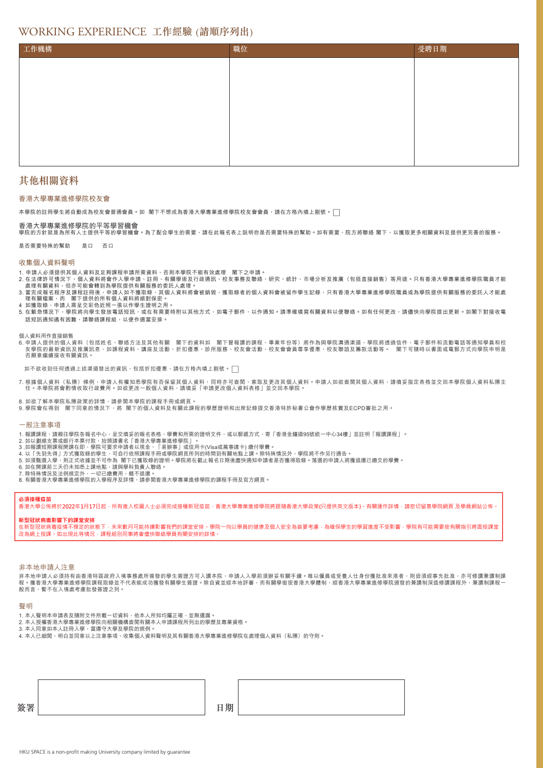## WORKING EXPERIENCE 工作經驗 (請順序列出)

| 工作機構 | 職位 | 受聘日期 |
|---|---|---|
| | | |

# 其他相關資料

### 香港大學專業進修學院校友會

本學院的註冊學生將自動成為校友會普通會員。如 閣下不想成為香港大學專業進修學院校友會會員，請在方格內填上剔號。☐

### 香港大學專業進修學院的平等學習機會

學院的方針就是為所有人士提供平等的學習機會。為了配合學生的需要，請在此報名表上說明你是否需要特殊的幫助。如有需要，院方將聯絡 閣下，以獲取更多相關資料及提供更完善的服務。

是否需要特殊的幫助　　是☐　　否☐

### 收集個人資料聲明

1. 申請人必須提供其個人資料及足夠課程申請所需資料，否則本學院不能有效處理 閣下之申請。
2. 在法律許可情況下，個人資料將會作入學申請、註冊、有關學術及行政通訊、校友事務及聯絡、研究、統計、市場分析及推廣（包括直接銷售）等用途。只有香港大學專業進修學院職員才能處理有關資料，但亦可能會轉到為學院提供有關服務的委託人處理。
3. 當完成報名程序及課程註冊後，申請人如不獲取錄，其個人資料將會被銷毀，獲取錄者的個人資料會被留作學生記錄，只有香港大學專業進修學院職員或為學院提供有關服務的委託人才能處理有關檔案，而 閣下提供的所有個人資料將絕對保密。
4. 如獲取錄，申請人需呈交彩色近照一張以作學生證明之用。
5. 在緊急情況下，學院將向學生發放電話短訊，或在有需要時附以其他方式，如電子郵件，以作通知。請準確填寫有關資料以便聯絡。如有任何更改，請儘快向學院提出更新。如閣下對接收電話短訊通知遇有困難，請聯絡課程組，以便作適當安排。

個人資料用作直接銷售

6. 申請人提供的個人資料（包括姓名、聯絡方法及其他有關 閣下的資料如 閣下曾報讀的課程、畢業年份等）將作為與學院溝通渠道，學院將透過信件、電子郵件和流動電話等通知學員和校友學院的最新資訊及推廣訊息，如課程資料、講座及活動、折扣優惠、診所服務、校友會活動、校友會會員尊享優惠、校友聯誼及籌款活動等。 閣下可隨時以書面或電郵方式向學院申明是否願意繼續接收有關資訊。

如不欲收到任何透過上述渠道發出的資訊，包括折扣優惠，請在方格內填上剔號。☐

7. 根據個人資料（私隱）條例，申請人有權知悉學院有否保留其個人資料，同時亦可查閱、索取及更改其個人資料。申請人如欲查閱其個人資料，請填妥指定表格並交回本學院個人資料私隱主任。本學院將酌情收取行政費用。如欲更改一般個人資料，請填妥「申請更改個人資料表格」並交回本學院。
8. 如欲了解本學院私隱政策的詳情，請參閱本學院的課程手冊或網頁。
9. 學院會在得到 閣下同意的情況下，將 閣下的個人資料及有關此課程的學歷證明和出席記錄提交香港特許秘書公會作學歷核實及ECPD審批之用。

### 一般注意事項

1. 報讀課程，請親往學院各報名中心，呈交填妥的報名表格、學費和所需的證明文件，或以郵遞方式，寄「香港金鐘道95號統一中心34樓」並註明「報讀課程」。
2. 如以劃線支票或銀行本票付款，抬頭請書名「香港大學專業進修學院」。
3. 如報讀短期課程開課在即，學院可要求申請者以現金、「易辦事」或信用卡(Visa或萬事達卡) 繳付學費。
4. 以「先到先得」方式獲取錄的學生，可自行依照課程手冊或學院網頁所列的時間到有關地點上課。除特殊情況外，學院將不作另行通告。
5. 如須甄選入學，則正式收據並不可作為 閣下已獲取錄的證明。學院將在截止報名日期後盡快通知申請者是否獲得取錄。落選的申請人將獲退還已繳交的學費。
6. 如在開課前三天仍未知悉上課地點，請與學科負責人聯絡。
7. 除特殊情況及法例規定外，一切已繳費用，概不退還。
8. 有關香港大學專業進修學院的入學程序及詳情，請參閱香港大學專業進修學院的課程手冊及官方網頁。

**必須接種疫苗**

香港大學公佈將於2022年1月17日起，所有進入校園人士必須完成接種新冠疫苗，香港大學專業進修學院將跟隨香港大學政策(只提供英文版本)。有關運作詳情，請密切留意學院網頁 及學員網站公佈。

**新型冠狀病毒影響下的課堂安排**

在新型冠狀病毒疫情不穩定的狀態下，未來數月可能持續影響我們的課堂安排。學院一向以學員的健康及個人安全為首要考慮，為確保學生的學習進度不受影響，學院有可能需要按有關指引將面授課堂改為網上授課。如出現此等情況，課程組別同事將會儘快聯絡學員有關安排的詳情。

### 非本地申請人注意

非本地申請人必須持有由香港特區政府入境事務處所簽發的學生簽證方可入讀本院，申請人入學前須辦妥有關手續。唯以僱員或受養人仕身份獲批准來港者，則毋須經事先批准，亦可修讀兼讀制課程。獲香港大學專業進修學院課程取錄並不代表能成功獲發有關學生簽證。除自資並經本地評審，而有關學銜按香港大學體制，經香港大學專業進修學院頒發的兼讀制深造修讀課程外，兼讀制課程一般而言，暫不在入境處考慮批發簽證之列。

### 聲明

1. 本人聲明本申請表及隨附文件所載一切資料，依本人所知均屬正確，並無遺漏。
2. 本人授權香港大學專業進修學院向相關機構查閱有關本人申請課程所列出的學歷及專業資格。
3. 本人同意如本人註冊入學，當遵守大學及學院的規例。
4. 本人已細閱、明白並同意以上注意事項、收集個人資料聲明及其有關香港大學專業進修學院在處理個人資料（私隱）的守則。

**簽署** ________________　　**日期** ________________

HKU SPACE is a non-profit making University company limited by guarantee